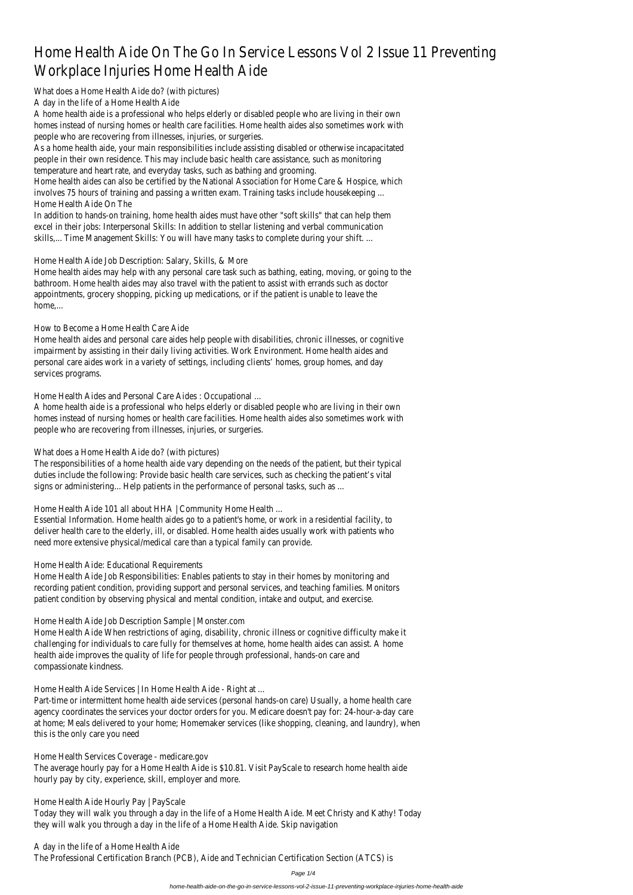# Home Health Aide On The Go In Service Lessons Vol 2 Issue 11 Preventing Workplace Injuries Home Health Aide

What does a Home Health Aide do? (with pictures)

A day in the life of a Home Health Aide

A home health aide is a professional who helps elderly or disabled people who are living in their own homes instead of nursing homes or health care facilities. Home health aides also sometimes work with people who are recovering from illnesses, injuries, or surgeries.

As a home health aide, your main responsibilities include assisting disabled or otherwise incapacitated people in their own residence. This may include basic health care assistance, such as monitoring temperature and heart rate, and everyday tasks, such as bathing and grooming.

Home health aides can also be certified by the National Association for Home Care & Hospice, which involves 75 hours of training and passing a written exam. Training tasks include housekeeping ...

Home Health Aide On The

In addition to hands-on training, home health aides must have other "soft skills" that can help them excel in their jobs: Interpersonal Skills: In addition to stellar listening and verbal communication skills,... Time Management Skills: You will have many tasks to complete during your shift. ...

Home Health Aide Job Description: Salary, Skills, & More

Home health aides may help with any personal care task such as bathing, eating, moving, or going to the bathroom. Home health aides may also travel with the patient to assist with errands such as doctor appointments, grocery shopping, picking up medications, or if the patient is unable to leave the home,...

How to Become a Home Health Care Aide

Home health aides and personal care aides help people with disabilities, chronic illnesses, or cognitive impairment by assisting in their daily living activities. Work Environment. Home health aides and personal care aides work in a variety of settings, including clients' homes, group homes, and day services programs.

Home Health Aides and Personal Care Aides : Occupational ...

A home health aide is a professional who helps elderly or disabled people who are living in their own homes instead of nursing homes or health care facilities. Home health aides also sometimes work with people who are recovering from illnesses, injuries, or surgeries.

What does a Home Health Aide do? (with pictures)

The responsibilities of a home health aide vary depending on the needs of the patient, but their typical duties include the following: Provide basic health care services, such as checking the patient's vital signs or administering... Help patients in the performance of personal tasks, such as ...

Home Health Aide 101 all about HHA | Community Home Health ...

Essential Information. Home health aides go to a patient's home, or work in a residential facility, to deliver health care to the elderly, ill, or disabled. Home health aides usually work with patients who need more extensive physical/medical care than a typical family can provide.

Home Health Aide: Educational Requirements

Home Health Aide Job Responsibilities: Enables patients to stay in their homes by monitoring and recording patient condition, providing support and personal services, and teaching families. Monitors patient condition by observing physical and mental condition, intake and output, and exercise.

Home Health Aide Job Description Sample | Monster.com

Home Health Aide When restrictions of aging, disability, chronic illness or cognitive difficulty make it challenging for individuals to care fully for themselves at home, home health aides can assist. A home health aide improves the quality of life for people through professional, hands-on care and compassionate kindness.

Home Health Aide Services | In Home Health Aide - Right at ...

Part-time or intermittent home health aide services (personal hands-on care) Usually, a home health care agency coordinates the services your doctor orders for you. Medicare doesn't pay for: 24-hour-a-day care at home; Meals delivered to your home; Homemaker services (like shopping, cleaning, and laundry), when this is the only care you need

Home Health Services Coverage - medicare.gov

The average hourly pay for a Home Health Aide is $10.81. Visit PayScale to research home health aide hourly pay by city, experience, skill, employer and more.

Home Health Aide Hourly Pay | PayScale

Today they will walk you through a day in the life of a Home Health Aide. Meet Christy and Kathy! Today they will walk you through a day in the life of a Home Health Aide. Skip navigation

A day in the life of a Home Health Aide

The Professional Certification Branch (PCB), Aide and Technician Certification Section (ATCS) is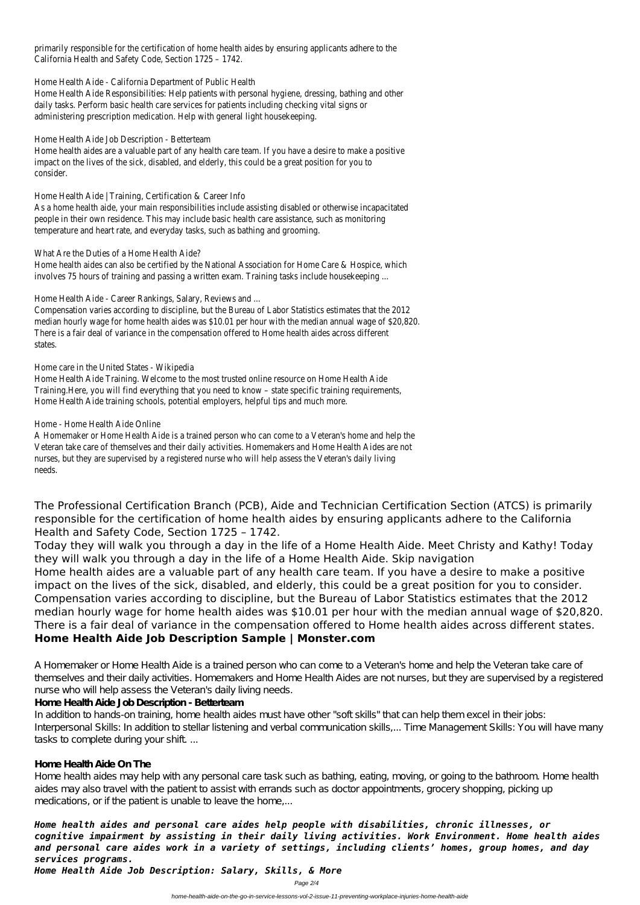primarily responsible for the certification of home health aides by ensuring applicants adhere to the California Health and Safety Code, Section 1725 – 1742.

Home Health Aide - California Department of Public Health

Home Health Aide Responsibilities: Help patients with personal hygiene, dressing, bathing and other daily tasks. Perform basic health care services for patients including checking vital signs or administering prescription medication. Help with general light housekeeping.

Home Health Aide Job Description - Betterteam

Home health aides are a valuable part of any health care team. If you have a desire to make a positive impact on the lives of the sick, disabled, and elderly, this could be a great position for you to consider.

Home Health Aide | Training, Certification & Career Info

As a home health aide, your main responsibilities include assisting disabled or otherwise incapacitated people in their own residence. This may include basic health care assistance, such as monitoring temperature and heart rate, and everyday tasks, such as bathing and grooming.

What Are the Duties of a Home Health Aide?

Home health aides can also be certified by the National Association for Home Care & Hospice, which involves 75 hours of training and passing a written exam. Training tasks include housekeeping ...

Home Health Aide - Career Rankings, Salary, Reviews and ...

Compensation varies according to discipline, but the Bureau of Labor Statistics estimates that the 2012 median hourly wage for home health aides was $10.01 per hour with the median annual wage of $20,820. There is a fair deal of variance in the compensation offered to Home health aides across different states.

Home care in the United States - Wikipedia

Home Health Aide Training. Welcome to the most trusted online resource on Home Health Aide Training.Here, you will find everything that you need to know – state specific training requirements, Home Health Aide training schools, potential employers, helpful tips and much more.

Home - Home Health Aide Online

A Homemaker or Home Health Aide is a trained person who can come to a Veteran's home and help the Veteran take care of themselves and their daily activities. Homemakers and Home Health Aides are not nurses, but they are supervised by a registered nurse who will help assess the Veteran's daily living needs.

The Professional Certification Branch (PCB), Aide and Technician Certification Section (ATCS) is primarily responsible for the certification of home health aides by ensuring applicants adhere to the California Health and Safety Code, Section 1725 – 1742.

Today they will walk you through a day in the life of a Home Health Aide. Meet Christy and Kathy! Today they will walk you through a day in the life of a Home Health Aide. Skip navigation

Home health aides are a valuable part of any health care team. If you have a desire to make a positive impact on the lives of the sick, disabled, and elderly, this could be a great position for you to consider.

Compensation varies according to discipline, but the Bureau of Labor Statistics estimates that the 2012 median hourly wage for home health aides was $10.01 per hour with the median annual wage of $20,820. There is a fair deal of variance in the compensation offered to Home health aides across different states.

**Home Health Aide Job Description Sample | Monster.com**

A Homemaker or Home Health Aide is a trained person who can come to a Veteran's home and help the Veteran take care of themselves and their daily activities. Homemakers and Home Health Aides are not nurses, but they are supervised by a registered nurse who will help assess the Veteran's daily living needs.

**Home Health Aide Job Description - Betterteam**

In addition to hands-on training, home health aides must have other "soft skills" that can help them excel in their jobs: Interpersonal Skills: In addition to stellar listening and verbal communication skills,... Time Management Skills: You will have many tasks to complete during your shift. ...

**Home Health Aide On The**

Home health aides may help with any personal care task such as bathing, eating, moving, or going to the bathroom. Home health aides may also travel with the patient to assist with errands such as doctor appointments, grocery shopping, picking up medications, or if the patient is unable to leave the home,...

***Home health aides and personal care aides help people with disabilities, chronic illnesses, or cognitive impairment by assisting in their daily living activities. Work Environment. Home health aides and personal care aides work in a variety of settings, including clients' homes, group homes, and day services programs.***

***Home Health Aide Job Description: Salary, Skills, & More***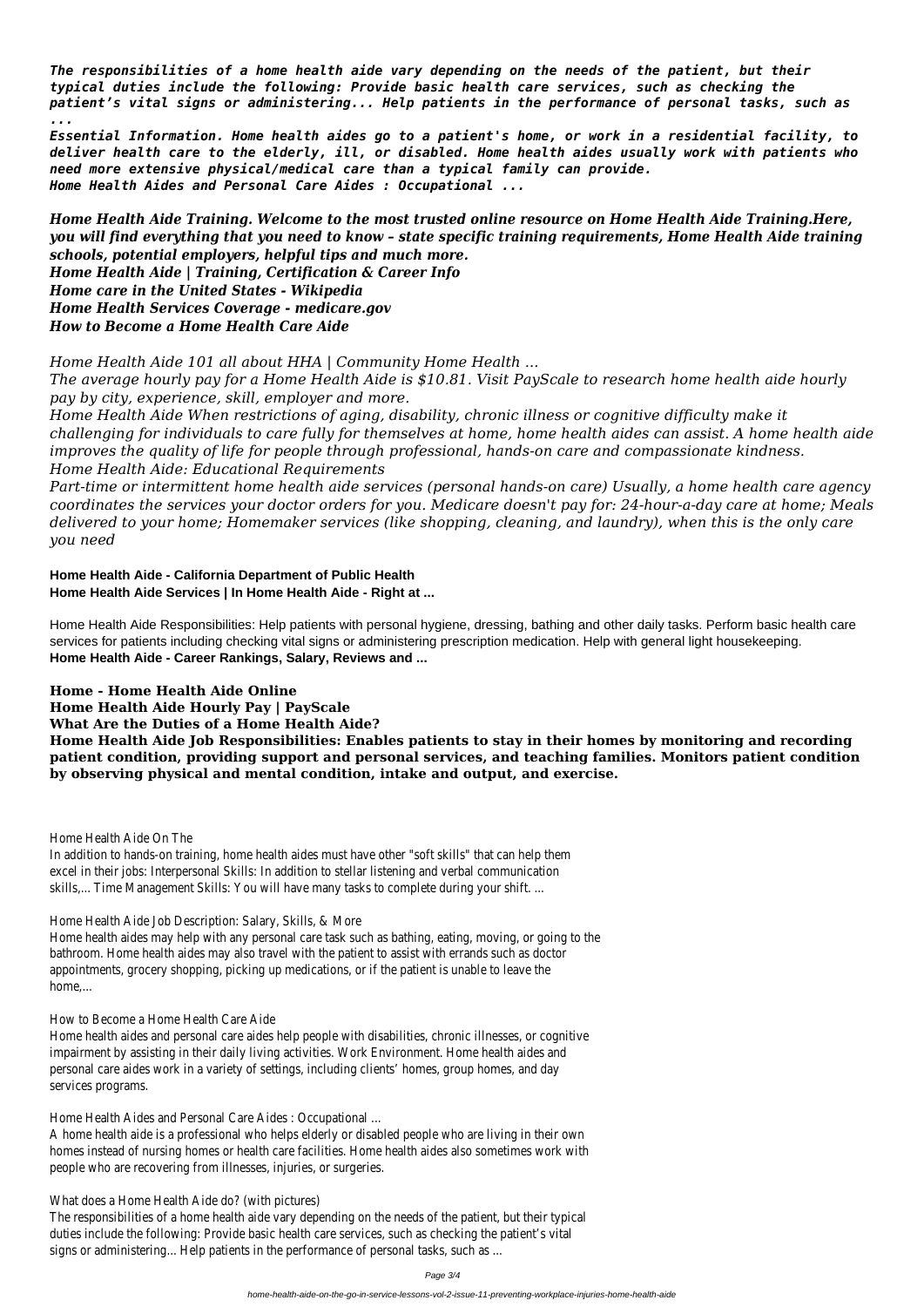***The responsibilities of a home health aide vary depending on the needs of the patient, but their typical duties include the following: Provide basic health care services, such as checking the patient's vital signs or administering... Help patients in the performance of personal tasks, such as ...***

***Essential Information. Home health aides go to a patient's home, or work in a residential facility, to deliver health care to the elderly, ill, or disabled. Home health aides usually work with patients who need more extensive physical/medical care than a typical family can provide.***

***Home Health Aides and Personal Care Aides : Occupational ...***

***Home Health Aide Training. Welcome to the most trusted online resource on Home Health Aide Training.Here, you will find everything that you need to know – state specific training requirements, Home Health Aide training schools, potential employers, helpful tips and much more.***

***Home Health Aide | Training, Certification & Career Info***

***Home care in the United States - Wikipedia***

***Home Health Services Coverage - medicare.gov***

***How to Become a Home Health Care Aide***

*Home Health Aide 101 all about HHA | Community Home Health ...*

*The average hourly pay for a Home Health Aide is $10.81. Visit PayScale to research home health aide hourly pay by city, experience, skill, employer and more.*

*Home Health Aide When restrictions of aging, disability, chronic illness or cognitive difficulty make it challenging for individuals to care fully for themselves at home, home health aides can assist. A home health aide improves the quality of life for people through professional, hands-on care and compassionate kindness.*

*Home Health Aide: Educational Requirements*

*Part-time or intermittent home health aide services (personal hands-on care) Usually, a home health care agency coordinates the services your doctor orders for you. Medicare doesn't pay for: 24-hour-a-day care at home; Meals delivered to your home; Homemaker services (like shopping, cleaning, and laundry), when this is the only care you need*

**Home Health Aide - California Department of Public Health**

**Home Health Aide Services | In Home Health Aide - Right at ...**

Home Health Aide Responsibilities: Help patients with personal hygiene, dressing, bathing and other daily tasks. Perform basic health care services for patients including checking vital signs or administering prescription medication. Help with general light housekeeping.

**Home Health Aide - Career Rankings, Salary, Reviews and ...**

**Home - Home Health Aide Online**

**Home Health Aide Hourly Pay | PayScale**

**What Are the Duties of a Home Health Aide?**

**Home Health Aide Job Responsibilities: Enables patients to stay in their homes by monitoring and recording patient condition, providing support and personal services, and teaching families. Monitors patient condition by observing physical and mental condition, intake and output, and exercise.**

Home Health Aide On The

In addition to hands-on training, home health aides must have other "soft skills" that can help them excel in their jobs: Interpersonal Skills: In addition to stellar listening and verbal communication skills,... Time Management Skills: You will have many tasks to complete during your shift. ...

Home Health Aide Job Description: Salary, Skills, & More

Home health aides may help with any personal care task such as bathing, eating, moving, or going to the bathroom. Home health aides may also travel with the patient to assist with errands such as doctor appointments, grocery shopping, picking up medications, or if the patient is unable to leave the home,...

How to Become a Home Health Care Aide

Home health aides and personal care aides help people with disabilities, chronic illnesses, or cognitive impairment by assisting in their daily living activities. Work Environment. Home health aides and personal care aides work in a variety of settings, including clients' homes, group homes, and day services programs.

Home Health Aides and Personal Care Aides : Occupational ...

A home health aide is a professional who helps elderly or disabled people who are living in their own homes instead of nursing homes or health care facilities. Home health aides also sometimes work with people who are recovering from illnesses, injuries, or surgeries.

What does a Home Health Aide do? (with pictures)

The responsibilities of a home health aide vary depending on the needs of the patient, but their typical duties include the following: Provide basic health care services, such as checking the patient's vital signs or administering... Help patients in the performance of personal tasks, such as ...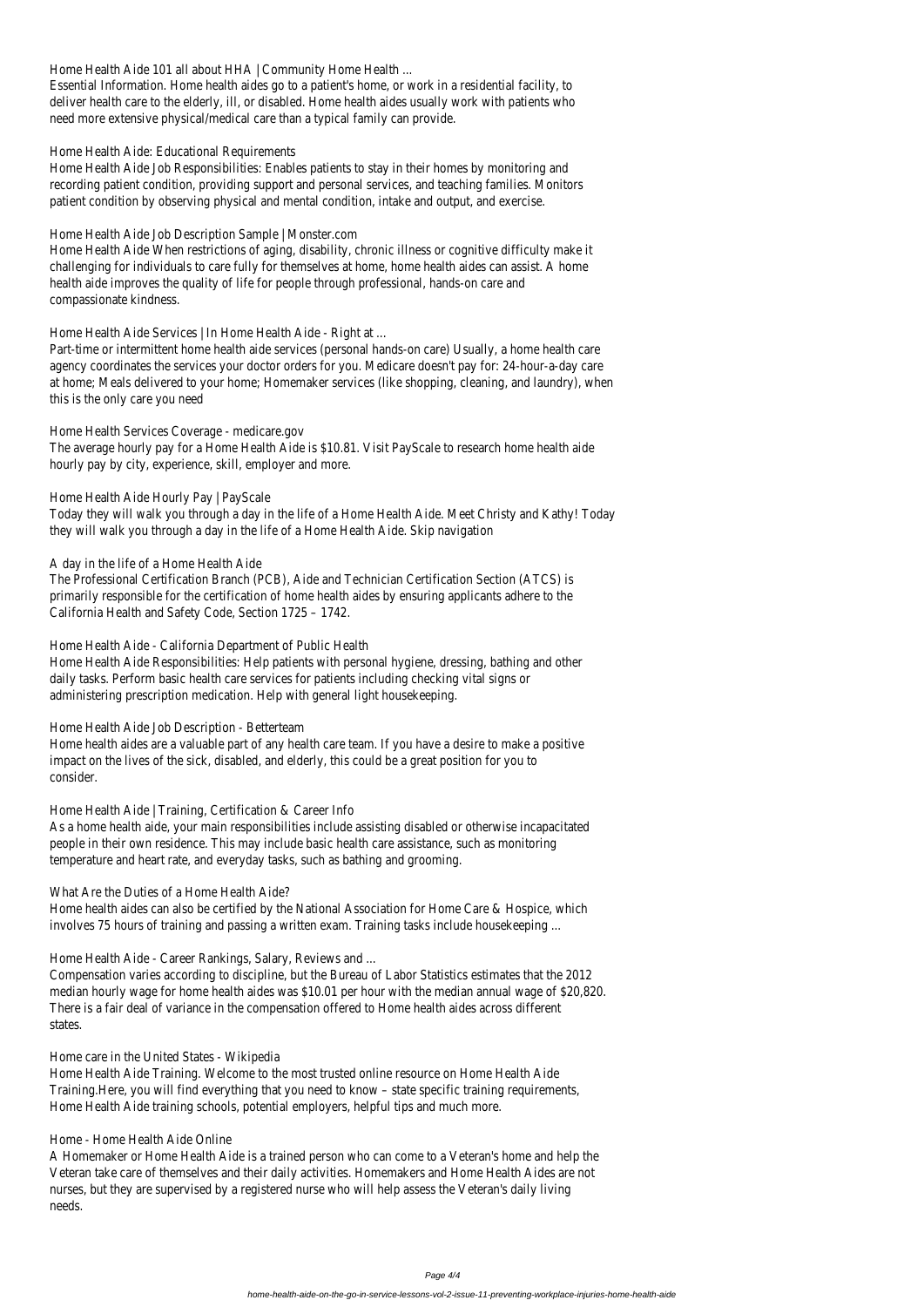Home Health Aide 101 all about HHA | Community Home Health ...

Essential Information. Home health aides go to a patient's home, or work in a residential facility, to deliver health care to the elderly, ill, or disabled. Home health aides usually work with patients who need more extensive physical/medical care than a typical family can provide.

Home Health Aide: Educational Requirements

Home Health Aide Job Responsibilities: Enables patients to stay in their homes by monitoring and recording patient condition, providing support and personal services, and teaching families. Monitors patient condition by observing physical and mental condition, intake and output, and exercise.

Home Health Aide Job Description Sample | Monster.com

Home Health Aide When restrictions of aging, disability, chronic illness or cognitive difficulty make it challenging for individuals to care fully for themselves at home, home health aides can assist. A home health aide improves the quality of life for people through professional, hands-on care and compassionate kindness.

Home Health Aide Services | In Home Health Aide - Right at ...

Part-time or intermittent home health aide services (personal hands-on care) Usually, a home health care agency coordinates the services your doctor orders for you. Medicare doesn't pay for: 24-hour-a-day care at home; Meals delivered to your home; Homemaker services (like shopping, cleaning, and laundry), when this is the only care you need

Home Health Services Coverage - medicare.gov

The average hourly pay for a Home Health Aide is $10.81. Visit PayScale to research home health aide hourly pay by city, experience, skill, employer and more.

Home Health Aide Hourly Pay | PayScale

Today they will walk you through a day in the life of a Home Health Aide. Meet Christy and Kathy! Today they will walk you through a day in the life of a Home Health Aide. Skip navigation

A day in the life of a Home Health Aide

The Professional Certification Branch (PCB), Aide and Technician Certification Section (ATCS) is primarily responsible for the certification of home health aides by ensuring applicants adhere to the California Health and Safety Code, Section 1725 – 1742.

Home Health Aide - California Department of Public Health

Home Health Aide Responsibilities: Help patients with personal hygiene, dressing, bathing and other daily tasks. Perform basic health care services for patients including checking vital signs or administering prescription medication. Help with general light housekeeping.

Home Health Aide Job Description - Betterteam

Home health aides are a valuable part of any health care team. If you have a desire to make a positive impact on the lives of the sick, disabled, and elderly, this could be a great position for you to consider.

Home Health Aide | Training, Certification & Career Info

As a home health aide, your main responsibilities include assisting disabled or otherwise incapacitated people in their own residence. This may include basic health care assistance, such as monitoring temperature and heart rate, and everyday tasks, such as bathing and grooming.

What Are the Duties of a Home Health Aide?

Home health aides can also be certified by the National Association for Home Care & Hospice, which involves 75 hours of training and passing a written exam. Training tasks include housekeeping ...

Home Health Aide - Career Rankings, Salary, Reviews and ...

Compensation varies according to discipline, but the Bureau of Labor Statistics estimates that the 2012 median hourly wage for home health aides was $10.01 per hour with the median annual wage of $20,820. There is a fair deal of variance in the compensation offered to Home health aides across different states.

Home care in the United States - Wikipedia

Home Health Aide Training. Welcome to the most trusted online resource on Home Health Aide Training.Here, you will find everything that you need to know – state specific training requirements, Home Health Aide training schools, potential employers, helpful tips and much more.

Home - Home Health Aide Online

A Homemaker or Home Health Aide is a trained person who can come to a Veteran's home and help the Veteran take care of themselves and their daily activities. Homemakers and Home Health Aides are not nurses, but they are supervised by a registered nurse who will help assess the Veteran's daily living needs.